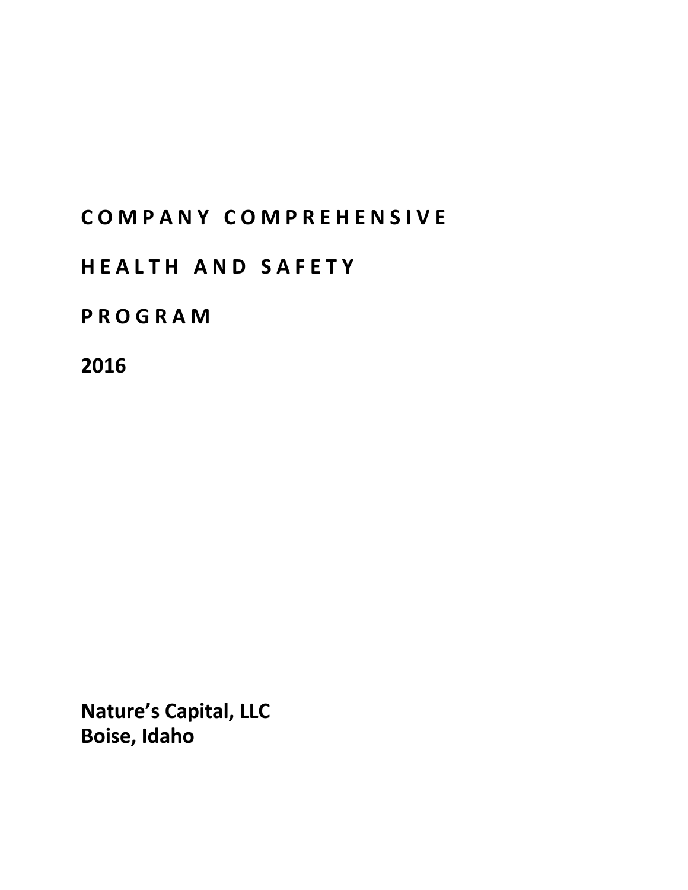# COMPANY COMPREHENSIVE

# HEALTH AND SAFETY

# PROGRAM

# 2016

**Nature's Capital, LLC**
**Boise, Idaho**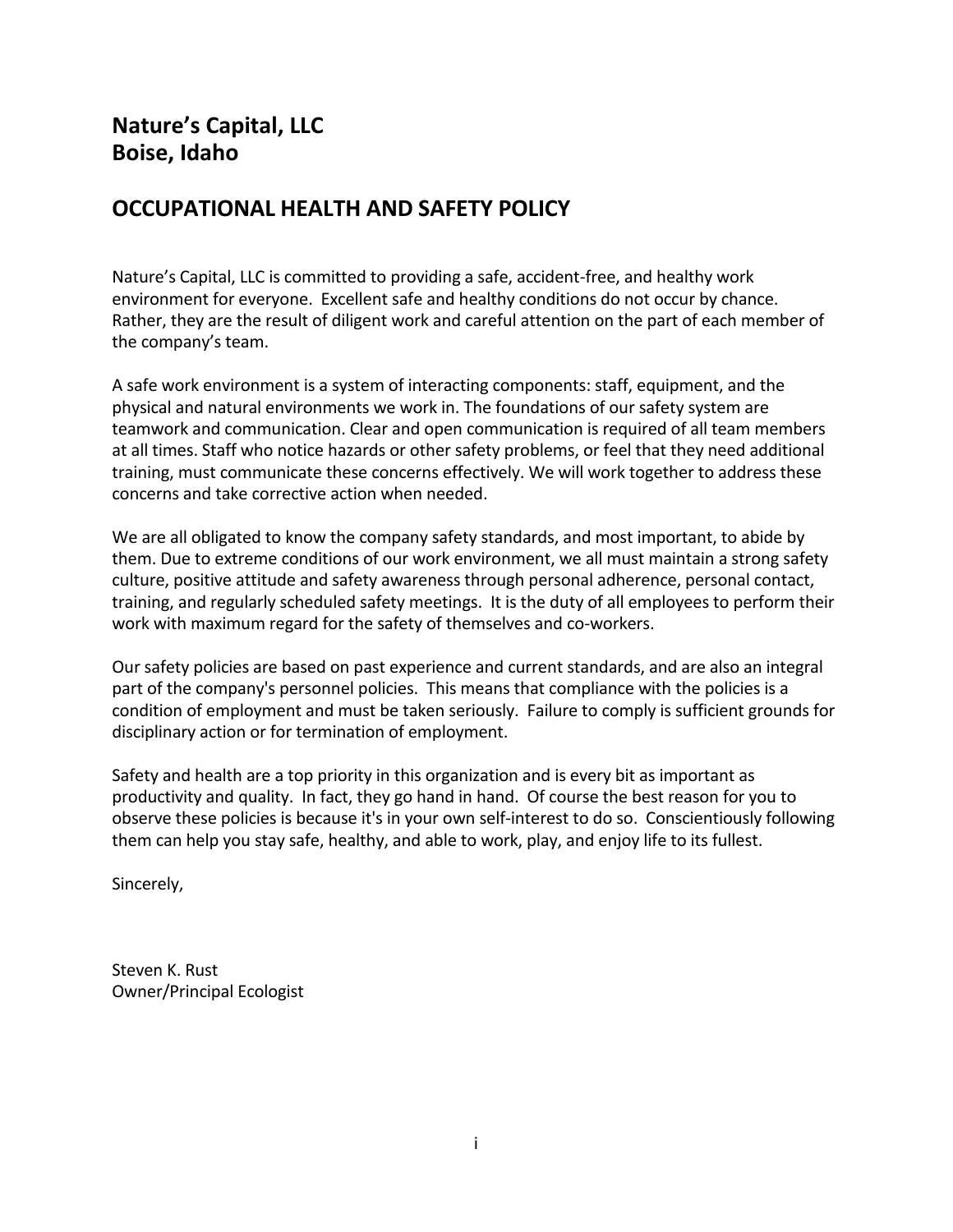## Nature's Capital, LLC
## Boise, Idaho

## OCCUPATIONAL HEALTH AND SAFETY POLICY

Nature's Capital, LLC is committed to providing a safe, accident-free, and healthy work environment for everyone. Excellent safe and healthy conditions do not occur by chance. Rather, they are the result of diligent work and careful attention on the part of each member of the company's team.

A safe work environment is a system of interacting components: staff, equipment, and the physical and natural environments we work in. The foundations of our safety system are teamwork and communication. Clear and open communication is required of all team members at all times. Staff who notice hazards or other safety problems, or feel that they need additional training, must communicate these concerns effectively. We will work together to address these concerns and take corrective action when needed.

We are all obligated to know the company safety standards, and most important, to abide by them. Due to extreme conditions of our work environment, we all must maintain a strong safety culture, positive attitude and safety awareness through personal adherence, personal contact, training, and regularly scheduled safety meetings. It is the duty of all employees to perform their work with maximum regard for the safety of themselves and co-workers.

Our safety policies are based on past experience and current standards, and are also an integral part of the company's personnel policies. This means that compliance with the policies is a condition of employment and must be taken seriously. Failure to comply is sufficient grounds for disciplinary action or for termination of employment.

Safety and health are a top priority in this organization and is every bit as important as productivity and quality. In fact, they go hand in hand. Of course the best reason for you to observe these policies is because it's in your own self-interest to do so. Conscientiously following them can help you stay safe, healthy, and able to work, play, and enjoy life to its fullest.

Sincerely,

Steven K. Rust
Owner/Principal Ecologist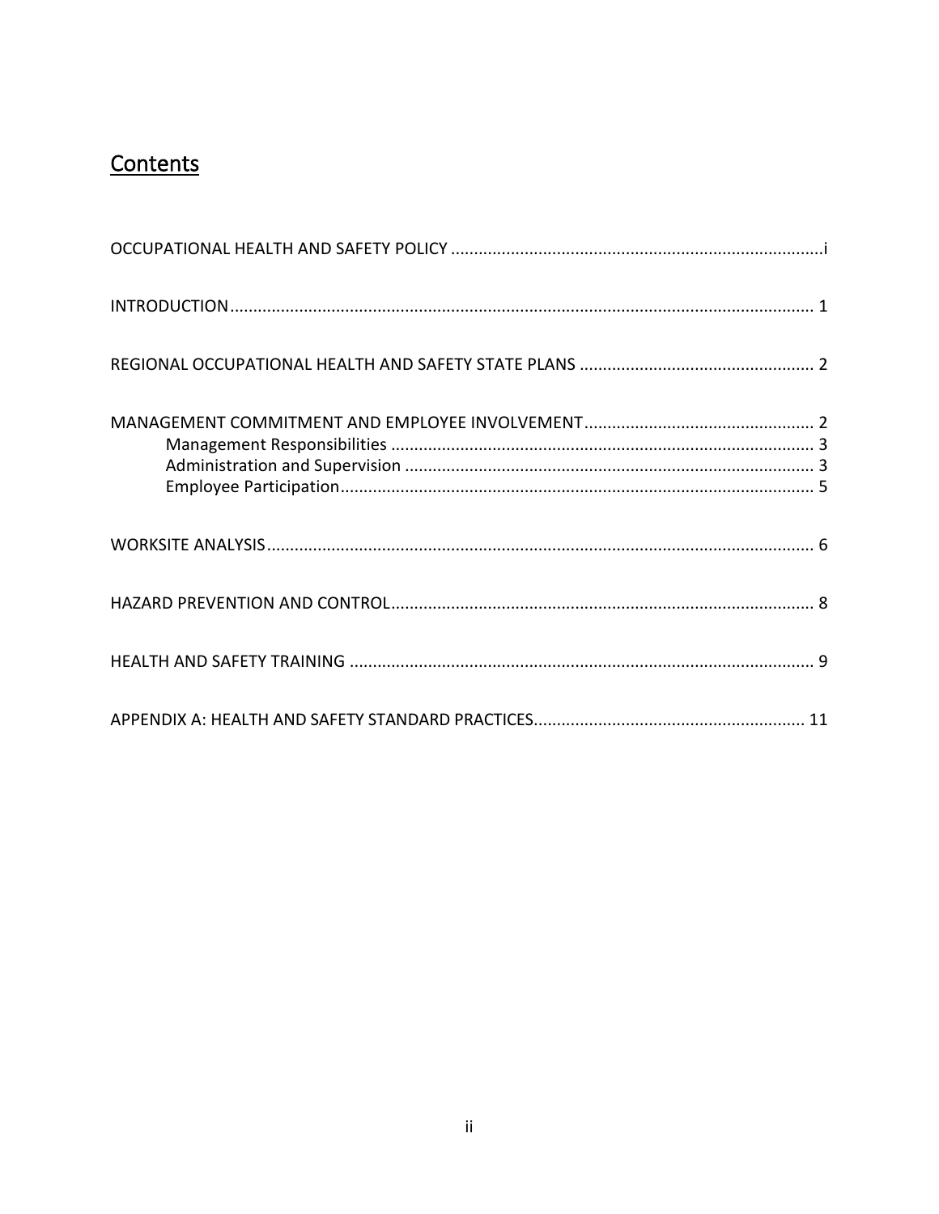# Contents

OCCUPATIONAL HEALTH AND SAFETY POLICY ....................................................................................i

INTRODUCTION ............................................................................................................................ 1

REGIONAL OCCUPATIONAL HEALTH AND SAFETY STATE PLANS .................................................. 2

MANAGEMENT COMMITMENT AND EMPLOYEE INVOLVEMENT ................................................. 2

- Management Responsibilities ........................................................................................... 3
- Administration and Supervision ........................................................................................ 3
- Employee Participation ...................................................................................................... 5

WORKSITE ANALYSIS ...................................................................................................................... 6

HAZARD PREVENTION AND CONTROL ........................................................................................... 8

HEALTH AND SAFETY TRAINING .................................................................................................... 9

APPENDIX A: HEALTH AND SAFETY STANDARD PRACTICES .......................................................... 11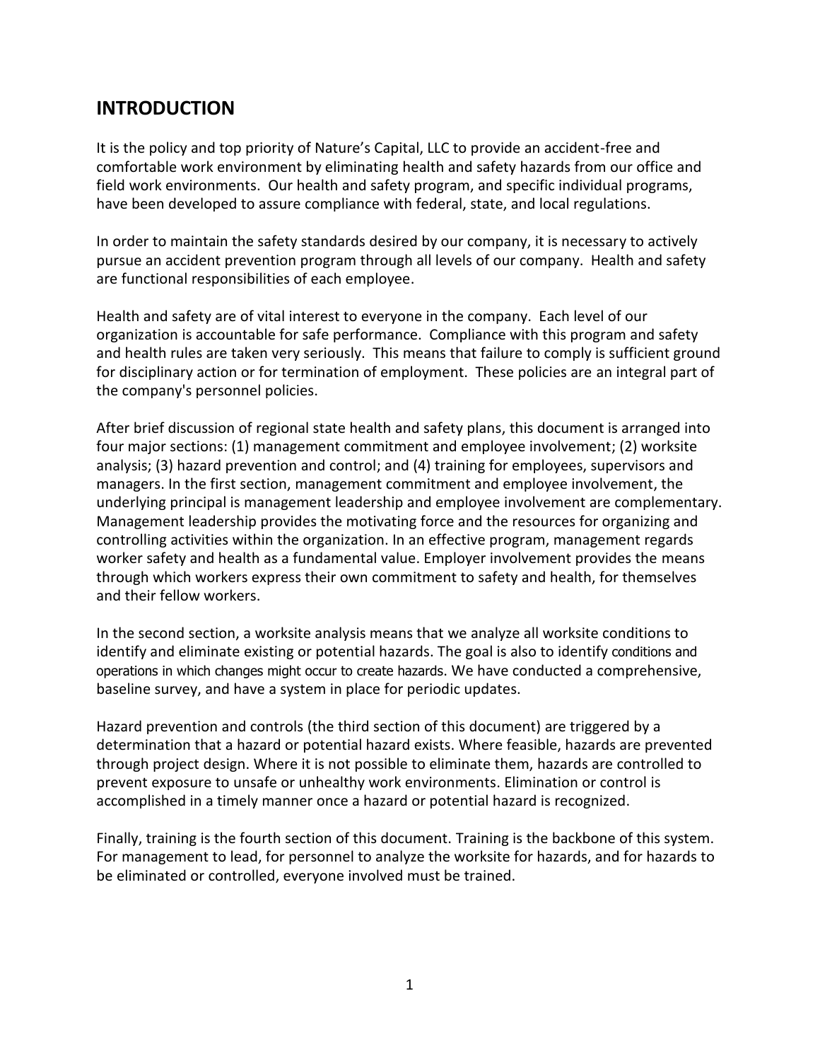## INTRODUCTION

It is the policy and top priority of Nature's Capital, LLC to provide an accident-free and comfortable work environment by eliminating health and safety hazards from our office and field work environments. Our health and safety program, and specific individual programs, have been developed to assure compliance with federal, state, and local regulations.

In order to maintain the safety standards desired by our company, it is necessary to actively pursue an accident prevention program through all levels of our company. Health and safety are functional responsibilities of each employee.

Health and safety are of vital interest to everyone in the company. Each level of our organization is accountable for safe performance. Compliance with this program and safety and health rules are taken very seriously. This means that failure to comply is sufficient ground for disciplinary action or for termination of employment. These policies are an integral part of the company's personnel policies.

After brief discussion of regional state health and safety plans, this document is arranged into four major sections: (1) management commitment and employee involvement; (2) worksite analysis; (3) hazard prevention and control; and (4) training for employees, supervisors and managers. In the first section, management commitment and employee involvement, the underlying principal is management leadership and employee involvement are complementary. Management leadership provides the motivating force and the resources for organizing and controlling activities within the organization. In an effective program, management regards worker safety and health as a fundamental value. Employer involvement provides the means through which workers express their own commitment to safety and health, for themselves and their fellow workers.

In the second section, a worksite analysis means that we analyze all worksite conditions to identify and eliminate existing or potential hazards. The goal is also to identify conditions and operations in which changes might occur to create hazards. We have conducted a comprehensive, baseline survey, and have a system in place for periodic updates.

Hazard prevention and controls (the third section of this document) are triggered by a determination that a hazard or potential hazard exists. Where feasible, hazards are prevented through project design. Where it is not possible to eliminate them, hazards are controlled to prevent exposure to unsafe or unhealthy work environments. Elimination or control is accomplished in a timely manner once a hazard or potential hazard is recognized.

Finally, training is the fourth section of this document. Training is the backbone of this system. For management to lead, for personnel to analyze the worksite for hazards, and for hazards to be eliminated or controlled, everyone involved must be trained.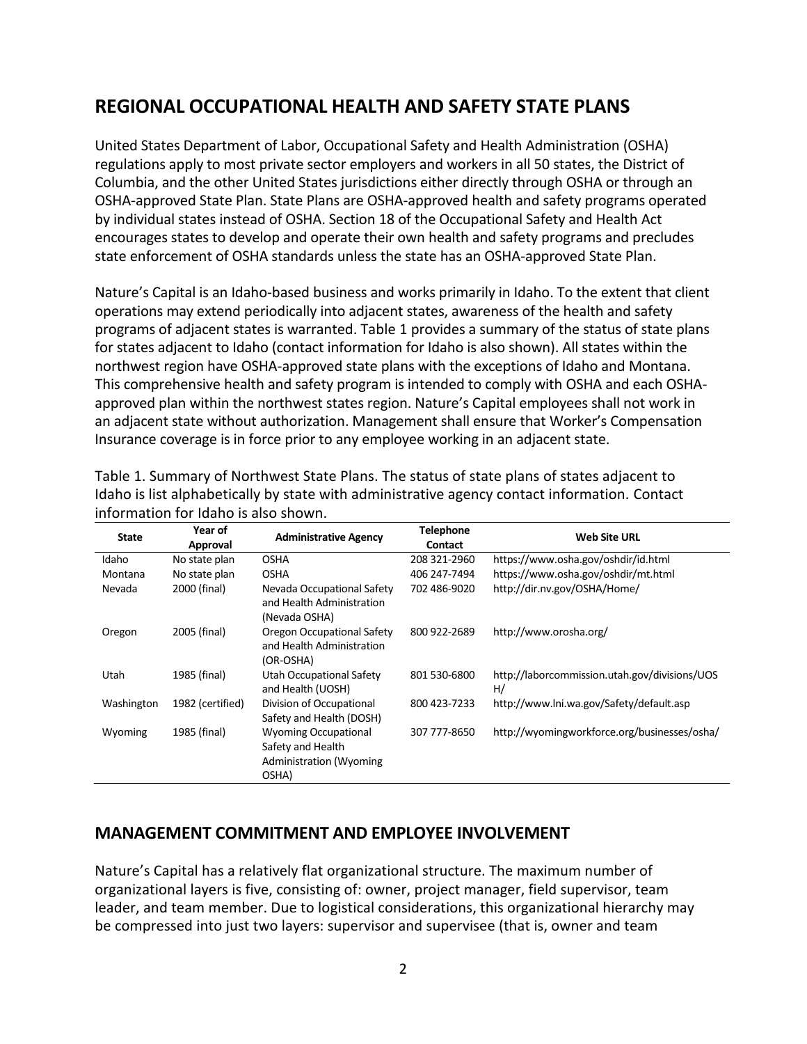## REGIONAL OCCUPATIONAL HEALTH AND SAFETY STATE PLANS

United States Department of Labor, Occupational Safety and Health Administration (OSHA) regulations apply to most private sector employers and workers in all 50 states, the District of Columbia, and the other United States jurisdictions either directly through OSHA or through an OSHA-approved State Plan. State Plans are OSHA-approved health and safety programs operated by individual states instead of OSHA. Section 18 of the Occupational Safety and Health Act encourages states to develop and operate their own health and safety programs and precludes state enforcement of OSHA standards unless the state has an OSHA-approved State Plan.

Nature's Capital is an Idaho-based business and works primarily in Idaho. To the extent that client operations may extend periodically into adjacent states, awareness of the health and safety programs of adjacent states is warranted. Table 1 provides a summary of the status of state plans for states adjacent to Idaho (contact information for Idaho is also shown). All states within the northwest region have OSHA-approved state plans with the exceptions of Idaho and Montana. This comprehensive health and safety program is intended to comply with OSHA and each OSHA-approved plan within the northwest states region. Nature's Capital employees shall not work in an adjacent state without authorization. Management shall ensure that Worker's Compensation Insurance coverage is in force prior to any employee working in an adjacent state.

Table 1. Summary of Northwest State Plans. The status of state plans of states adjacent to Idaho is list alphabetically by state with administrative agency contact information. Contact information for Idaho is also shown.

| State | Year of Approval | Administrative Agency | Telephone Contact | Web Site URL |
|---|---|---|---|---|
| Idaho | No state plan | OSHA | 208 321-2960 | https://www.osha.gov/oshdir/id.html |
| Montana | No state plan | OSHA | 406 247-7494 | https://www.osha.gov/oshdir/mt.html |
| Nevada | 2000 (final) | Nevada Occupational Safety and Health Administration (Nevada OSHA) | 702 486-9020 | http://dir.nv.gov/OSHA/Home/ |
| Oregon | 2005 (final) | Oregon Occupational Safety and Health Administration (OR-OSHA) | 800 922-2689 | http://www.orosha.org/ |
| Utah | 1985 (final) | Utah Occupational Safety and Health (UOSH) | 801 530-6800 | http://laborcommission.utah.gov/divisions/UOSH/ |
| Washington | 1982 (certified) | Division of Occupational Safety and Health (DOSH) | 800 423-7233 | http://www.lni.wa.gov/Safety/default.asp |
| Wyoming | 1985 (final) | Wyoming Occupational Safety and Health Administration (Wyoming OSHA) | 307 777-8650 | http://wyomingworkforce.org/businesses/osha/ |

## MANAGEMENT COMMITMENT AND EMPLOYEE INVOLVEMENT

Nature's Capital has a relatively flat organizational structure. The maximum number of organizational layers is five, consisting of: owner, project manager, field supervisor, team leader, and team member. Due to logistical considerations, this organizational hierarchy may be compressed into just two layers: supervisor and supervisee (that is, owner and team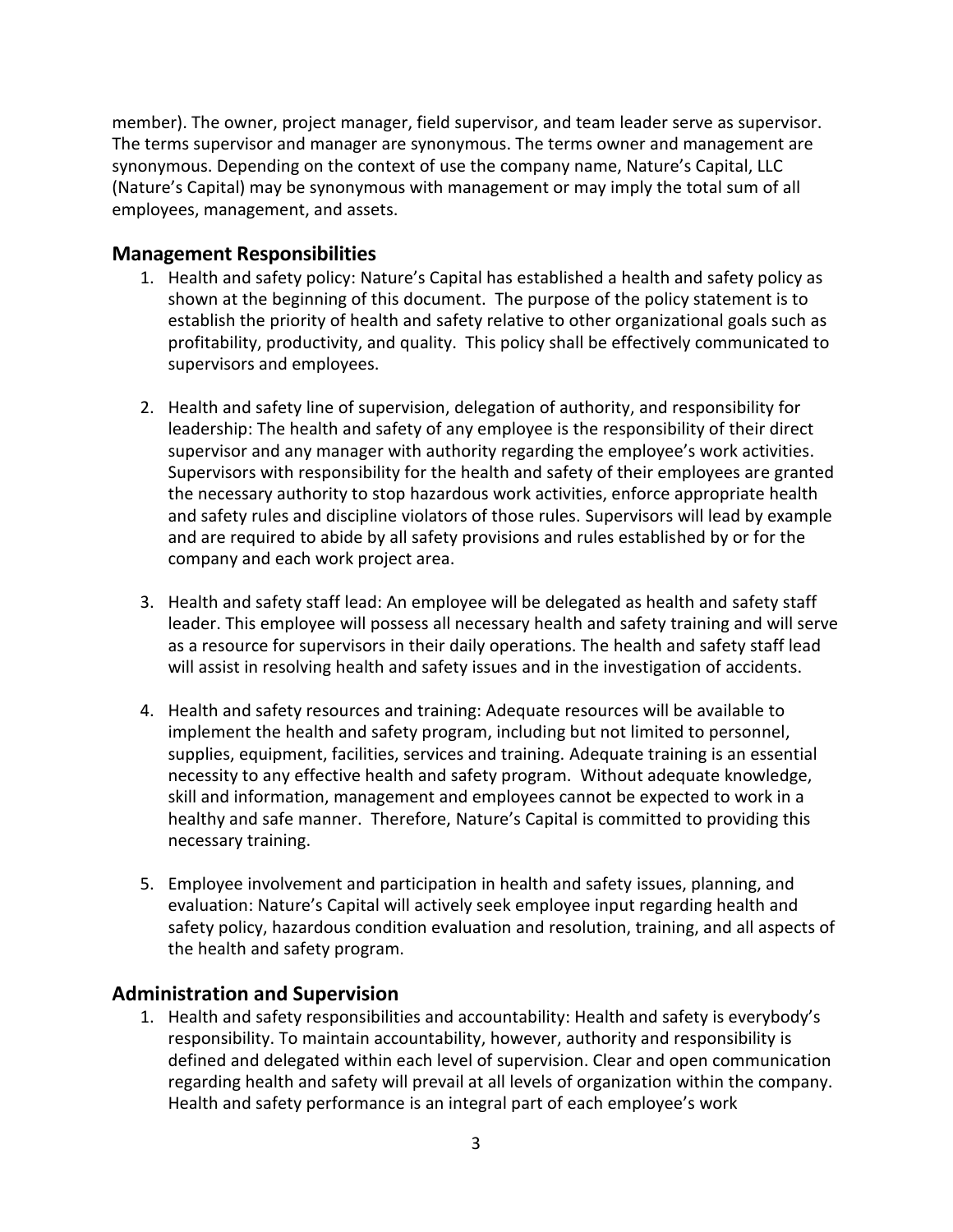member). The owner, project manager, field supervisor, and team leader serve as supervisor. The terms supervisor and manager are synonymous. The terms owner and management are synonymous. Depending on the context of use the company name, Nature's Capital, LLC (Nature's Capital) may be synonymous with management or may imply the total sum of all employees, management, and assets.

## Management Responsibilities

1. Health and safety policy: Nature's Capital has established a health and safety policy as shown at the beginning of this document. The purpose of the policy statement is to establish the priority of health and safety relative to other organizational goals such as profitability, productivity, and quality. This policy shall be effectively communicated to supervisors and employees.

2. Health and safety line of supervision, delegation of authority, and responsibility for leadership: The health and safety of any employee is the responsibility of their direct supervisor and any manager with authority regarding the employee's work activities. Supervisors with responsibility for the health and safety of their employees are granted the necessary authority to stop hazardous work activities, enforce appropriate health and safety rules and discipline violators of those rules. Supervisors will lead by example and are required to abide by all safety provisions and rules established by or for the company and each work project area.

3. Health and safety staff lead: An employee will be delegated as health and safety staff leader. This employee will possess all necessary health and safety training and will serve as a resource for supervisors in their daily operations. The health and safety staff lead will assist in resolving health and safety issues and in the investigation of accidents.

4. Health and safety resources and training: Adequate resources will be available to implement the health and safety program, including but not limited to personnel, supplies, equipment, facilities, services and training. Adequate training is an essential necessity to any effective health and safety program. Without adequate knowledge, skill and information, management and employees cannot be expected to work in a healthy and safe manner. Therefore, Nature's Capital is committed to providing this necessary training.

5. Employee involvement and participation in health and safety issues, planning, and evaluation: Nature's Capital will actively seek employee input regarding health and safety policy, hazardous condition evaluation and resolution, training, and all aspects of the health and safety program.

## Administration and Supervision

1. Health and safety responsibilities and accountability: Health and safety is everybody's responsibility. To maintain accountability, however, authority and responsibility is defined and delegated within each level of supervision. Clear and open communication regarding health and safety will prevail at all levels of organization within the company. Health and safety performance is an integral part of each employee's work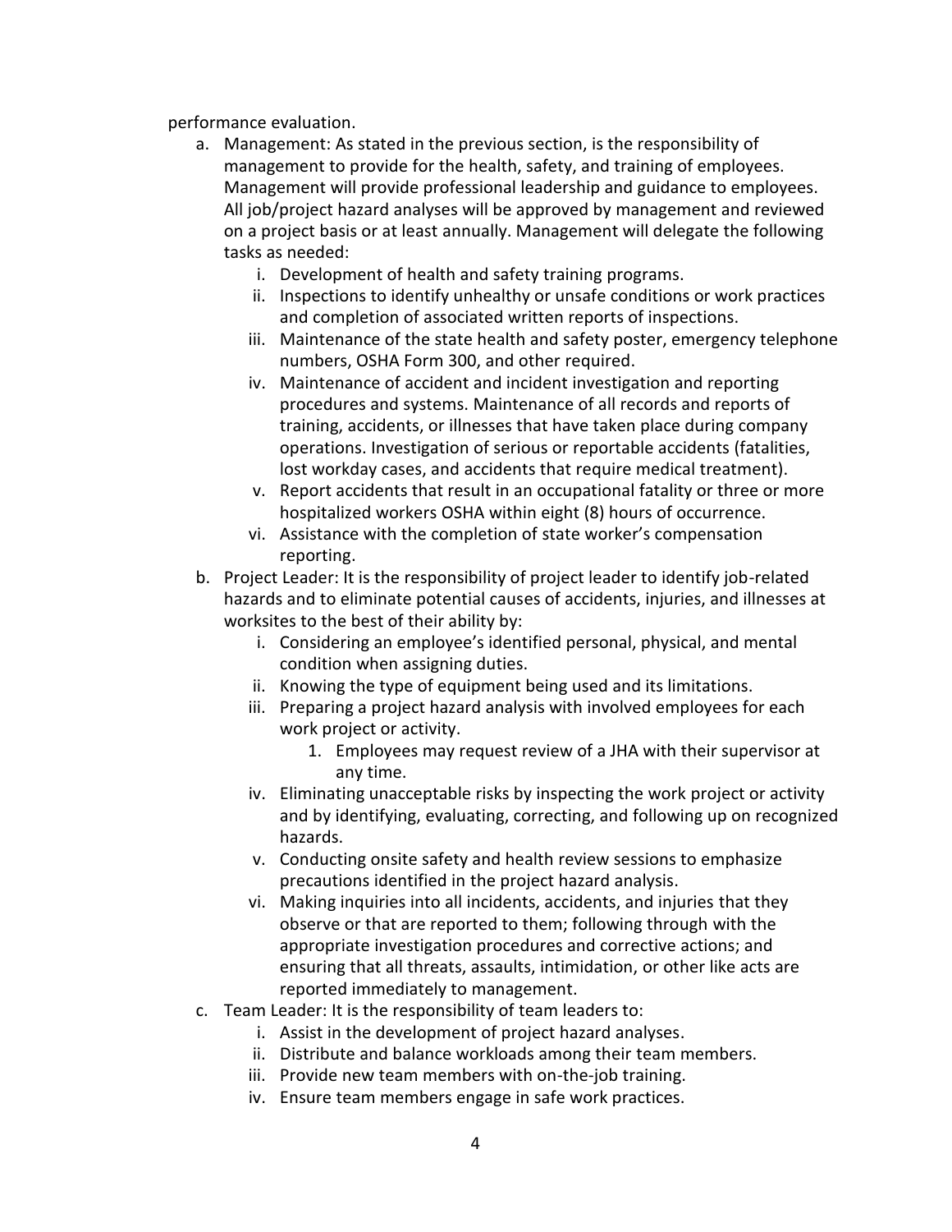performance evaluation.

a. Management: As stated in the previous section, is the responsibility of management to provide for the health, safety, and training of employees. Management will provide professional leadership and guidance to employees. All job/project hazard analyses will be approved by management and reviewed on a project basis or at least annually. Management will delegate the following tasks as needed:
    i. Development of health and safety training programs.
    ii. Inspections to identify unhealthy or unsafe conditions or work practices and completion of associated written reports of inspections.
    iii. Maintenance of the state health and safety poster, emergency telephone numbers, OSHA Form 300, and other required.
    iv. Maintenance of accident and incident investigation and reporting procedures and systems. Maintenance of all records and reports of training, accidents, or illnesses that have taken place during company operations. Investigation of serious or reportable accidents (fatalities, lost workday cases, and accidents that require medical treatment).
    v. Report accidents that result in an occupational fatality or three or more hospitalized workers OSHA within eight (8) hours of occurrence.
    vi. Assistance with the completion of state worker's compensation reporting.
b. Project Leader: It is the responsibility of project leader to identify job-related hazards and to eliminate potential causes of accidents, injuries, and illnesses at worksites to the best of their ability by:
    i. Considering an employee's identified personal, physical, and mental condition when assigning duties.
    ii. Knowing the type of equipment being used and its limitations.
    iii. Preparing a project hazard analysis with involved employees for each work project or activity.
        1. Employees may request review of a JHA with their supervisor at any time.
    iv. Eliminating unacceptable risks by inspecting the work project or activity and by identifying, evaluating, correcting, and following up on recognized hazards.
    v. Conducting onsite safety and health review sessions to emphasize precautions identified in the project hazard analysis.
    vi. Making inquiries into all incidents, accidents, and injuries that they observe or that are reported to them; following through with the appropriate investigation procedures and corrective actions; and ensuring that all threats, assaults, intimidation, or other like acts are reported immediately to management.
c. Team Leader: It is the responsibility of team leaders to:
    i. Assist in the development of project hazard analyses.
    ii. Distribute and balance workloads among their team members.
    iii. Provide new team members with on-the-job training.
    iv. Ensure team members engage in safe work practices.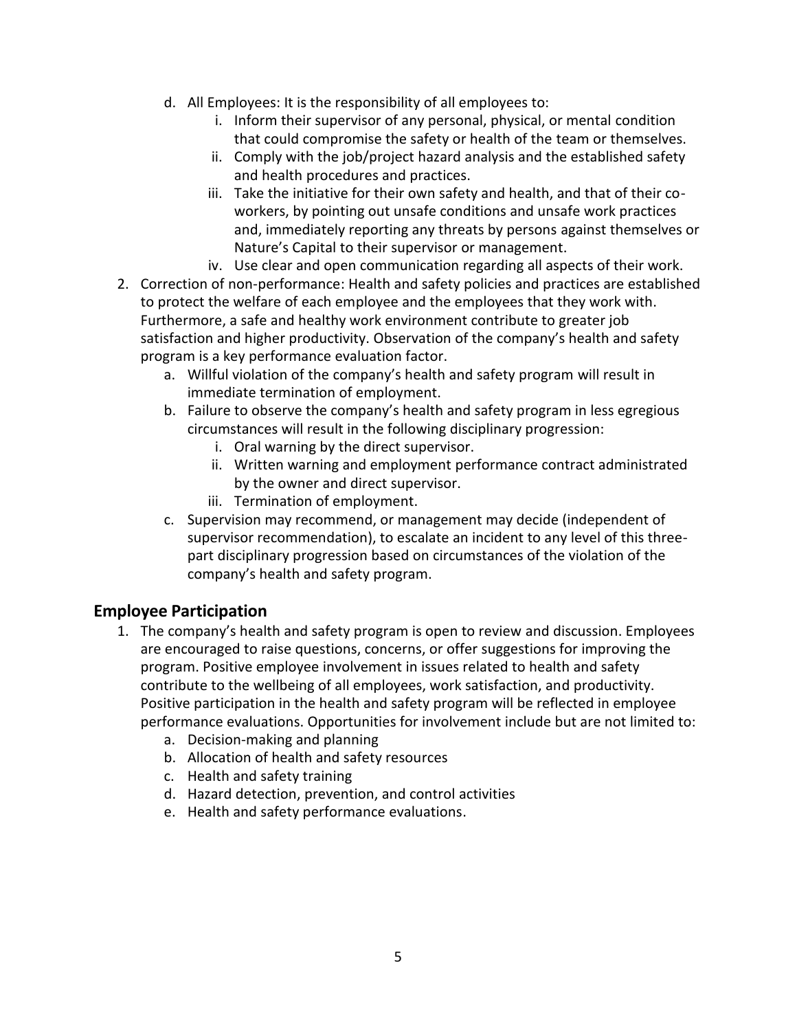d. All Employees: It is the responsibility of all employees to:
      i. Inform their supervisor of any personal, physical, or mental condition that could compromise the safety or health of the team or themselves.
      ii. Comply with the job/project hazard analysis and the established safety and health procedures and practices.
      iii. Take the initiative for their own safety and health, and that of their co-workers, by pointing out unsafe conditions and unsafe work practices and, immediately reporting any threats by persons against themselves or Nature's Capital to their supervisor or management.
      iv. Use clear and open communication regarding all aspects of their work.

2. Correction of non-performance: Health and safety policies and practices are established to protect the welfare of each employee and the employees that they work with. Furthermore, a safe and healthy work environment contribute to greater job satisfaction and higher productivity. Observation of the company's health and safety program is a key performance evaluation factor.
   a. Willful violation of the company's health and safety program will result in immediate termination of employment.
   b. Failure to observe the company's health and safety program in less egregious circumstances will result in the following disciplinary progression:
      i. Oral warning by the direct supervisor.
      ii. Written warning and employment performance contract administrated by the owner and direct supervisor.
      iii. Termination of employment.
   c. Supervision may recommend, or management may decide (independent of supervisor recommendation), to escalate an incident to any level of this three-part disciplinary progression based on circumstances of the violation of the company's health and safety program.

## Employee Participation

1. The company's health and safety program is open to review and discussion. Employees are encouraged to raise questions, concerns, or offer suggestions for improving the program. Positive employee involvement in issues related to health and safety contribute to the wellbeing of all employees, work satisfaction, and productivity. Positive participation in the health and safety program will be reflected in employee performance evaluations. Opportunities for involvement include but are not limited to:
   a. Decision-making and planning
   b. Allocation of health and safety resources
   c. Health and safety training
   d. Hazard detection, prevention, and control activities
   e. Health and safety performance evaluations.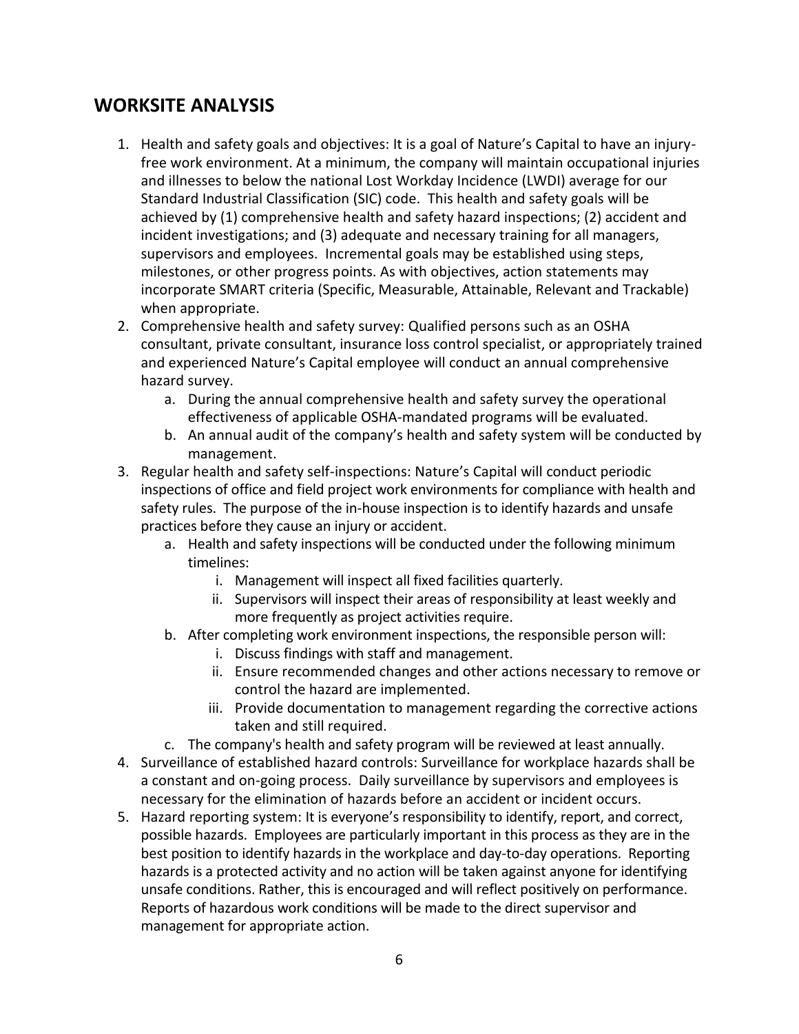## WORKSITE ANALYSIS

1. Health and safety goals and objectives: It is a goal of Nature's Capital to have an injury-free work environment. At a minimum, the company will maintain occupational injuries and illnesses to below the national Lost Workday Incidence (LWDI) average for our Standard Industrial Classification (SIC) code. This health and safety goals will be achieved by (1) comprehensive health and safety hazard inspections; (2) accident and incident investigations; and (3) adequate and necessary training for all managers, supervisors and employees. Incremental goals may be established using steps, milestones, or other progress points. As with objectives, action statements may incorporate SMART criteria (Specific, Measurable, Attainable, Relevant and Trackable) when appropriate.
2. Comprehensive health and safety survey: Qualified persons such as an OSHA consultant, private consultant, insurance loss control specialist, or appropriately trained and experienced Nature's Capital employee will conduct an annual comprehensive hazard survey.
    a. During the annual comprehensive health and safety survey the operational effectiveness of applicable OSHA-mandated programs will be evaluated.
    b. An annual audit of the company's health and safety system will be conducted by management.
3. Regular health and safety self-inspections: Nature's Capital will conduct periodic inspections of office and field project work environments for compliance with health and safety rules. The purpose of the in-house inspection is to identify hazards and unsafe practices before they cause an injury or accident.
    a. Health and safety inspections will be conducted under the following minimum timelines:
        i. Management will inspect all fixed facilities quarterly.
        ii. Supervisors will inspect their areas of responsibility at least weekly and more frequently as project activities require.
    b. After completing work environment inspections, the responsible person will:
        i. Discuss findings with staff and management.
        ii. Ensure recommended changes and other actions necessary to remove or control the hazard are implemented.
        iii. Provide documentation to management regarding the corrective actions taken and still required.
    c. The company's health and safety program will be reviewed at least annually.
4. Surveillance of established hazard controls: Surveillance for workplace hazards shall be a constant and on-going process. Daily surveillance by supervisors and employees is necessary for the elimination of hazards before an accident or incident occurs.
5. Hazard reporting system: It is everyone's responsibility to identify, report, and correct, possible hazards. Employees are particularly important in this process as they are in the best position to identify hazards in the workplace and day-to-day operations. Reporting hazards is a protected activity and no action will be taken against anyone for identifying unsafe conditions. Rather, this is encouraged and will reflect positively on performance. Reports of hazardous work conditions will be made to the direct supervisor and management for appropriate action.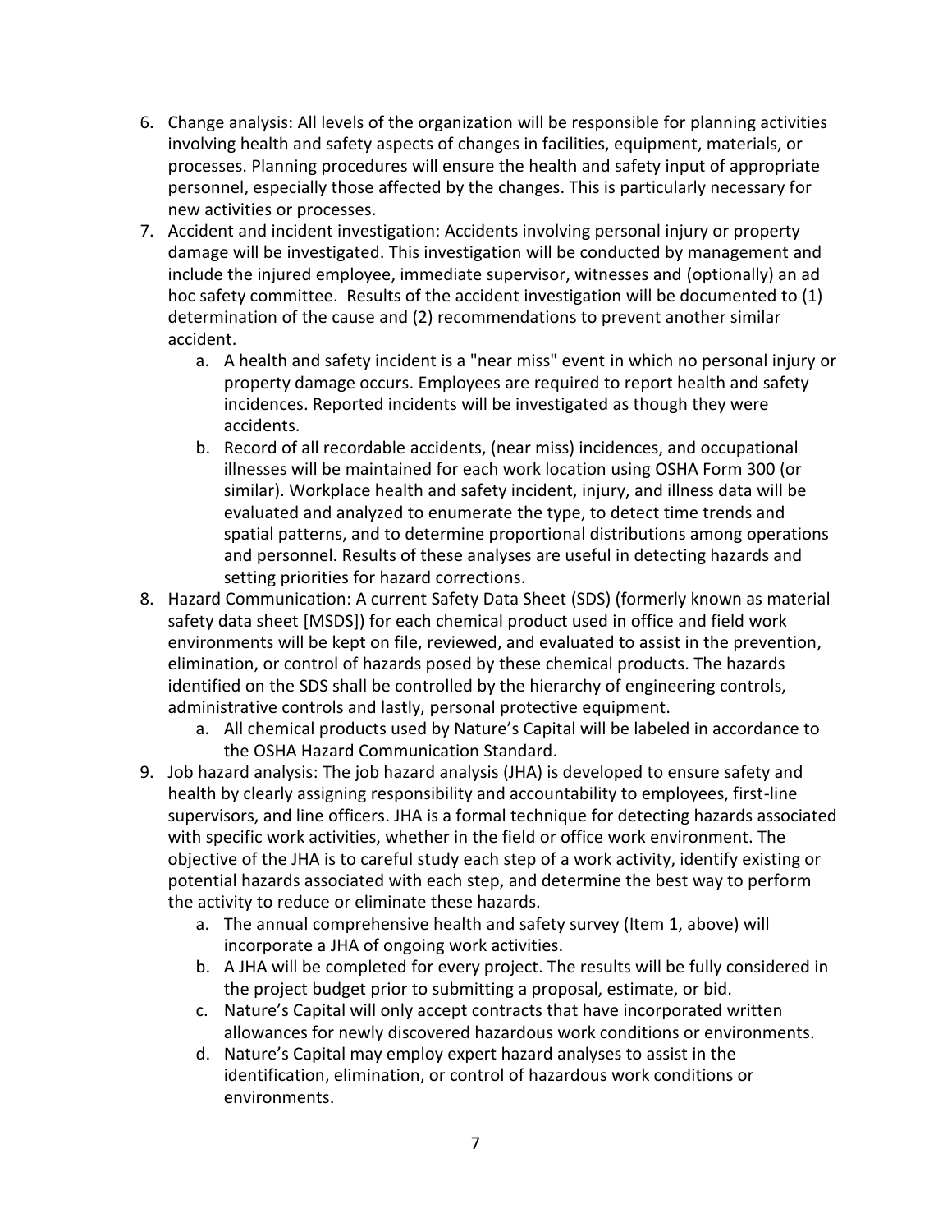6. Change analysis: All levels of the organization will be responsible for planning activities involving health and safety aspects of changes in facilities, equipment, materials, or processes. Planning procedures will ensure the health and safety input of appropriate personnel, especially those affected by the changes. This is particularly necessary for new activities or processes.
7. Accident and incident investigation: Accidents involving personal injury or property damage will be investigated. This investigation will be conducted by management and include the injured employee, immediate supervisor, witnesses and (optionally) an ad hoc safety committee. Results of the accident investigation will be documented to (1) determination of the cause and (2) recommendations to prevent another similar accident.
    a. A health and safety incident is a "near miss" event in which no personal injury or property damage occurs. Employees are required to report health and safety incidences. Reported incidents will be investigated as though they were accidents.
    b. Record of all recordable accidents, (near miss) incidences, and occupational illnesses will be maintained for each work location using OSHA Form 300 (or similar). Workplace health and safety incident, injury, and illness data will be evaluated and analyzed to enumerate the type, to detect time trends and spatial patterns, and to determine proportional distributions among operations and personnel. Results of these analyses are useful in detecting hazards and setting priorities for hazard corrections.
8. Hazard Communication: A current Safety Data Sheet (SDS) (formerly known as material safety data sheet [MSDS]) for each chemical product used in office and field work environments will be kept on file, reviewed, and evaluated to assist in the prevention, elimination, or control of hazards posed by these chemical products. The hazards identified on the SDS shall be controlled by the hierarchy of engineering controls, administrative controls and lastly, personal protective equipment.
    a. All chemical products used by Nature's Capital will be labeled in accordance to the OSHA Hazard Communication Standard.
9. Job hazard analysis: The job hazard analysis (JHA) is developed to ensure safety and health by clearly assigning responsibility and accountability to employees, first-line supervisors, and line officers. JHA is a formal technique for detecting hazards associated with specific work activities, whether in the field or office work environment. The objective of the JHA is to careful study each step of a work activity, identify existing or potential hazards associated with each step, and determine the best way to perform the activity to reduce or eliminate these hazards.
    a. The annual comprehensive health and safety survey (Item 1, above) will incorporate a JHA of ongoing work activities.
    b. A JHA will be completed for every project. The results will be fully considered in the project budget prior to submitting a proposal, estimate, or bid.
    c. Nature's Capital will only accept contracts that have incorporated written allowances for newly discovered hazardous work conditions or environments.
    d. Nature's Capital may employ expert hazard analyses to assist in the identification, elimination, or control of hazardous work conditions or environments.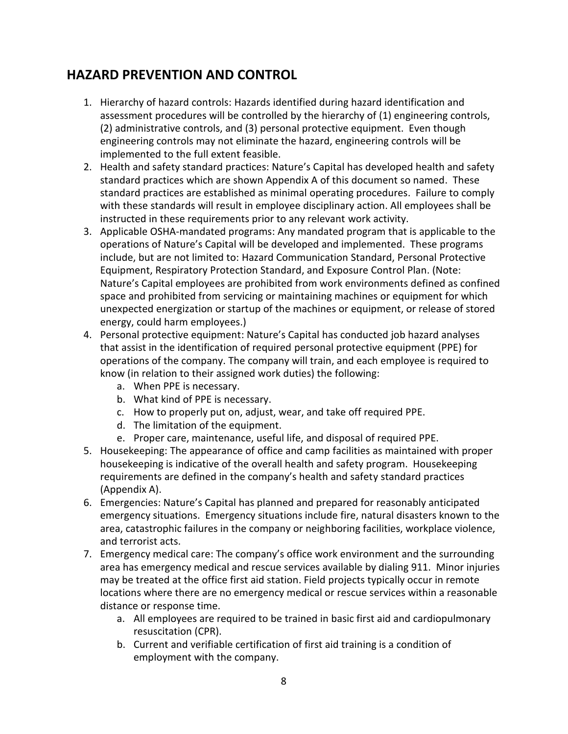## HAZARD PREVENTION AND CONTROL

1. Hierarchy of hazard controls: Hazards identified during hazard identification and assessment procedures will be controlled by the hierarchy of (1) engineering controls, (2) administrative controls, and (3) personal protective equipment. Even though engineering controls may not eliminate the hazard, engineering controls will be implemented to the full extent feasible.
2. Health and safety standard practices: Nature's Capital has developed health and safety standard practices which are shown Appendix A of this document so named. These standard practices are established as minimal operating procedures. Failure to comply with these standards will result in employee disciplinary action. All employees shall be instructed in these requirements prior to any relevant work activity.
3. Applicable OSHA-mandated programs: Any mandated program that is applicable to the operations of Nature's Capital will be developed and implemented. These programs include, but are not limited to: Hazard Communication Standard, Personal Protective Equipment, Respiratory Protection Standard, and Exposure Control Plan. (Note: Nature's Capital employees are prohibited from work environments defined as confined space and prohibited from servicing or maintaining machines or equipment for which unexpected energization or startup of the machines or equipment, or release of stored energy, could harm employees.)
4. Personal protective equipment: Nature's Capital has conducted job hazard analyses that assist in the identification of required personal protective equipment (PPE) for operations of the company. The company will train, and each employee is required to know (in relation to their assigned work duties) the following:
   a. When PPE is necessary.
   b. What kind of PPE is necessary.
   c. How to properly put on, adjust, wear, and take off required PPE.
   d. The limitation of the equipment.
   e. Proper care, maintenance, useful life, and disposal of required PPE.
5. Housekeeping: The appearance of office and camp facilities as maintained with proper housekeeping is indicative of the overall health and safety program. Housekeeping requirements are defined in the company's health and safety standard practices (Appendix A).
6. Emergencies: Nature's Capital has planned and prepared for reasonably anticipated emergency situations. Emergency situations include fire, natural disasters known to the area, catastrophic failures in the company or neighboring facilities, workplace violence, and terrorist acts.
7. Emergency medical care: The company's office work environment and the surrounding area has emergency medical and rescue services available by dialing 911. Minor injuries may be treated at the office first aid station. Field projects typically occur in remote locations where there are no emergency medical or rescue services within a reasonable distance or response time.
   a. All employees are required to be trained in basic first aid and cardiopulmonary resuscitation (CPR).
   b. Current and verifiable certification of first aid training is a condition of employment with the company.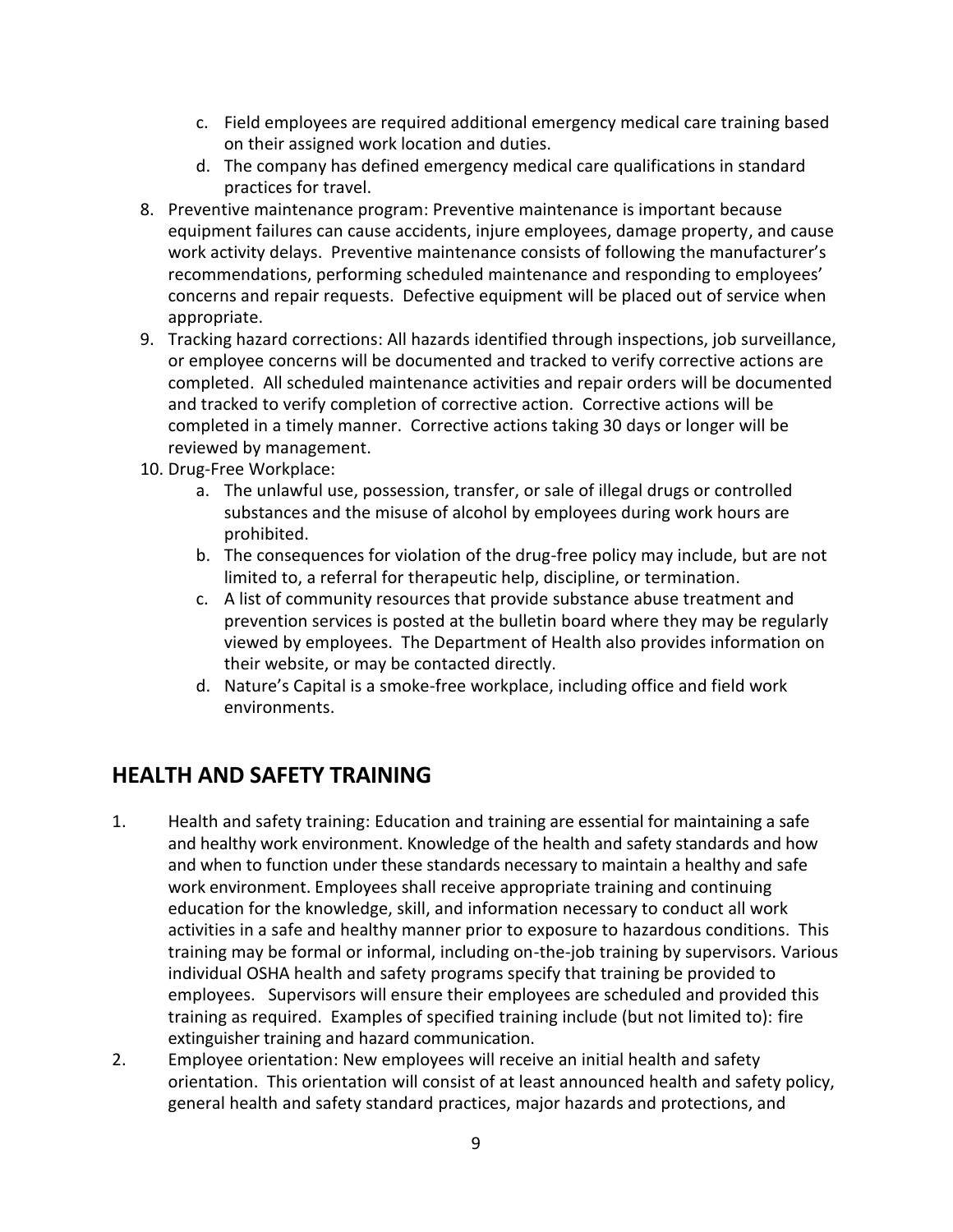c. Field employees are required additional emergency medical care training based on their assigned work location and duties.
   d. The company has defined emergency medical care qualifications in standard practices for travel.
8. Preventive maintenance program: Preventive maintenance is important because equipment failures can cause accidents, injure employees, damage property, and cause work activity delays. Preventive maintenance consists of following the manufacturer's recommendations, performing scheduled maintenance and responding to employees' concerns and repair requests. Defective equipment will be placed out of service when appropriate.
9. Tracking hazard corrections: All hazards identified through inspections, job surveillance, or employee concerns will be documented and tracked to verify corrective actions are completed. All scheduled maintenance activities and repair orders will be documented and tracked to verify completion of corrective action. Corrective actions will be completed in a timely manner. Corrective actions taking 30 days or longer will be reviewed by management.
10. Drug-Free Workplace:
    a. The unlawful use, possession, transfer, or sale of illegal drugs or controlled substances and the misuse of alcohol by employees during work hours are prohibited.
    b. The consequences for violation of the drug-free policy may include, but are not limited to, a referral for therapeutic help, discipline, or termination.
    c. A list of community resources that provide substance abuse treatment and prevention services is posted at the bulletin board where they may be regularly viewed by employees. The Department of Health also provides information on their website, or may be contacted directly.
    d. Nature's Capital is a smoke-free workplace, including office and field work environments.

## HEALTH AND SAFETY TRAINING

1. Health and safety training: Education and training are essential for maintaining a safe and healthy work environment. Knowledge of the health and safety standards and how and when to function under these standards necessary to maintain a healthy and safe work environment. Employees shall receive appropriate training and continuing education for the knowledge, skill, and information necessary to conduct all work activities in a safe and healthy manner prior to exposure to hazardous conditions. This training may be formal or informal, including on-the-job training by supervisors. Various individual OSHA health and safety programs specify that training be provided to employees. Supervisors will ensure their employees are scheduled and provided this training as required. Examples of specified training include (but not limited to): fire extinguisher training and hazard communication.
2. Employee orientation: New employees will receive an initial health and safety orientation. This orientation will consist of at least announced health and safety policy, general health and safety standard practices, major hazards and protections, and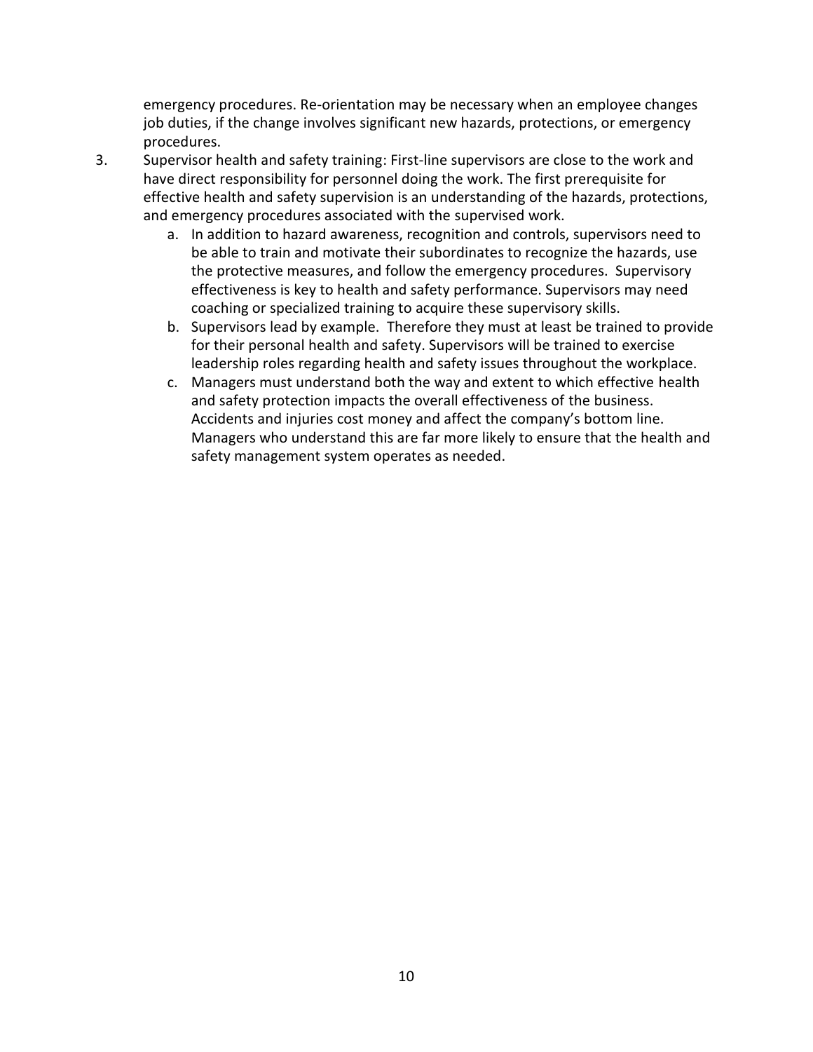emergency procedures. Re-orientation may be necessary when an employee changes job duties, if the change involves significant new hazards, protections, or emergency procedures.

3. Supervisor health and safety training: First-line supervisors are close to the work and have direct responsibility for personnel doing the work. The first prerequisite for effective health and safety supervision is an understanding of the hazards, protections, and emergency procedures associated with the supervised work.
   a. In addition to hazard awareness, recognition and controls, supervisors need to be able to train and motivate their subordinates to recognize the hazards, use the protective measures, and follow the emergency procedures. Supervisory effectiveness is key to health and safety performance. Supervisors may need coaching or specialized training to acquire these supervisory skills.
   b. Supervisors lead by example. Therefore they must at least be trained to provide for their personal health and safety. Supervisors will be trained to exercise leadership roles regarding health and safety issues throughout the workplace.
   c. Managers must understand both the way and extent to which effective health and safety protection impacts the overall effectiveness of the business. Accidents and injuries cost money and affect the company's bottom line. Managers who understand this are far more likely to ensure that the health and safety management system operates as needed.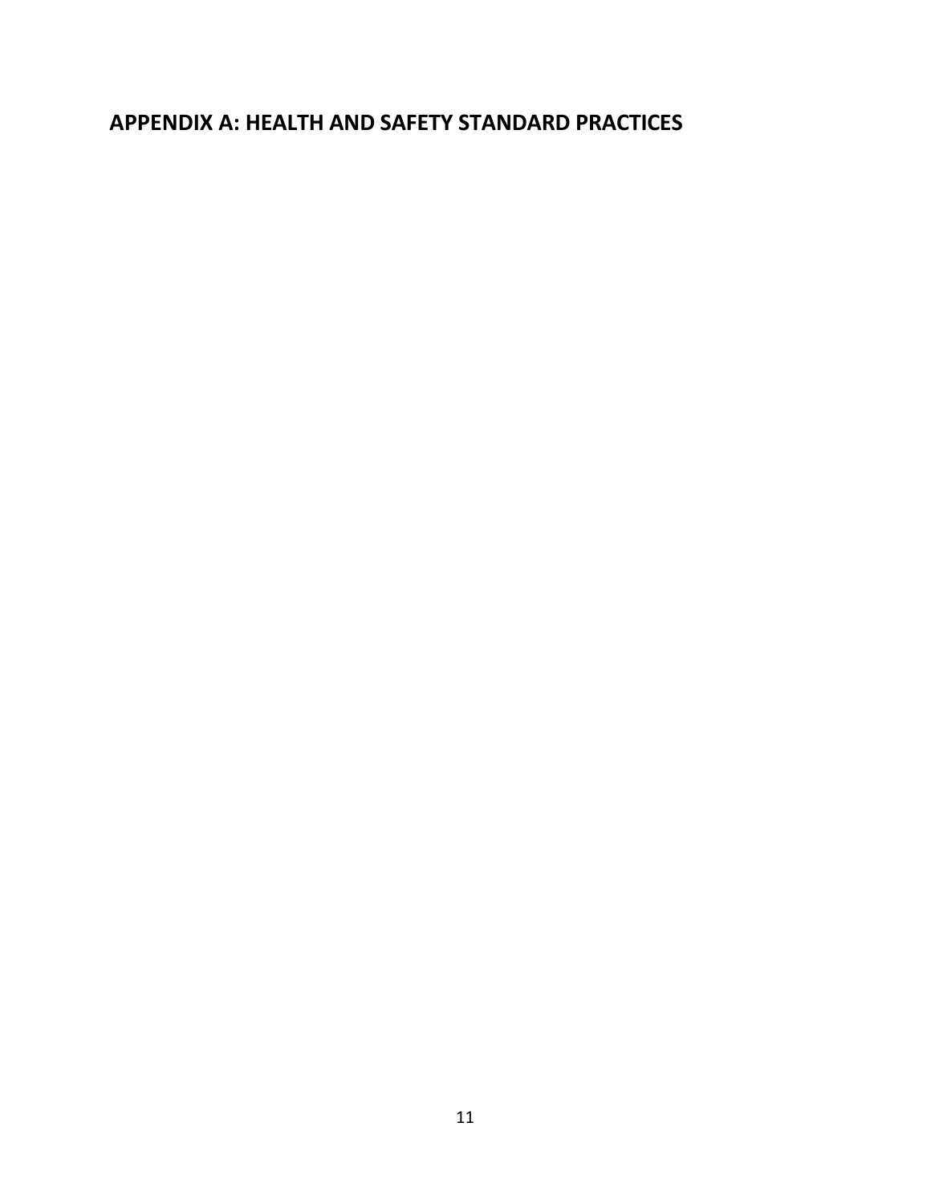## APPENDIX A: HEALTH AND SAFETY STANDARD PRACTICES